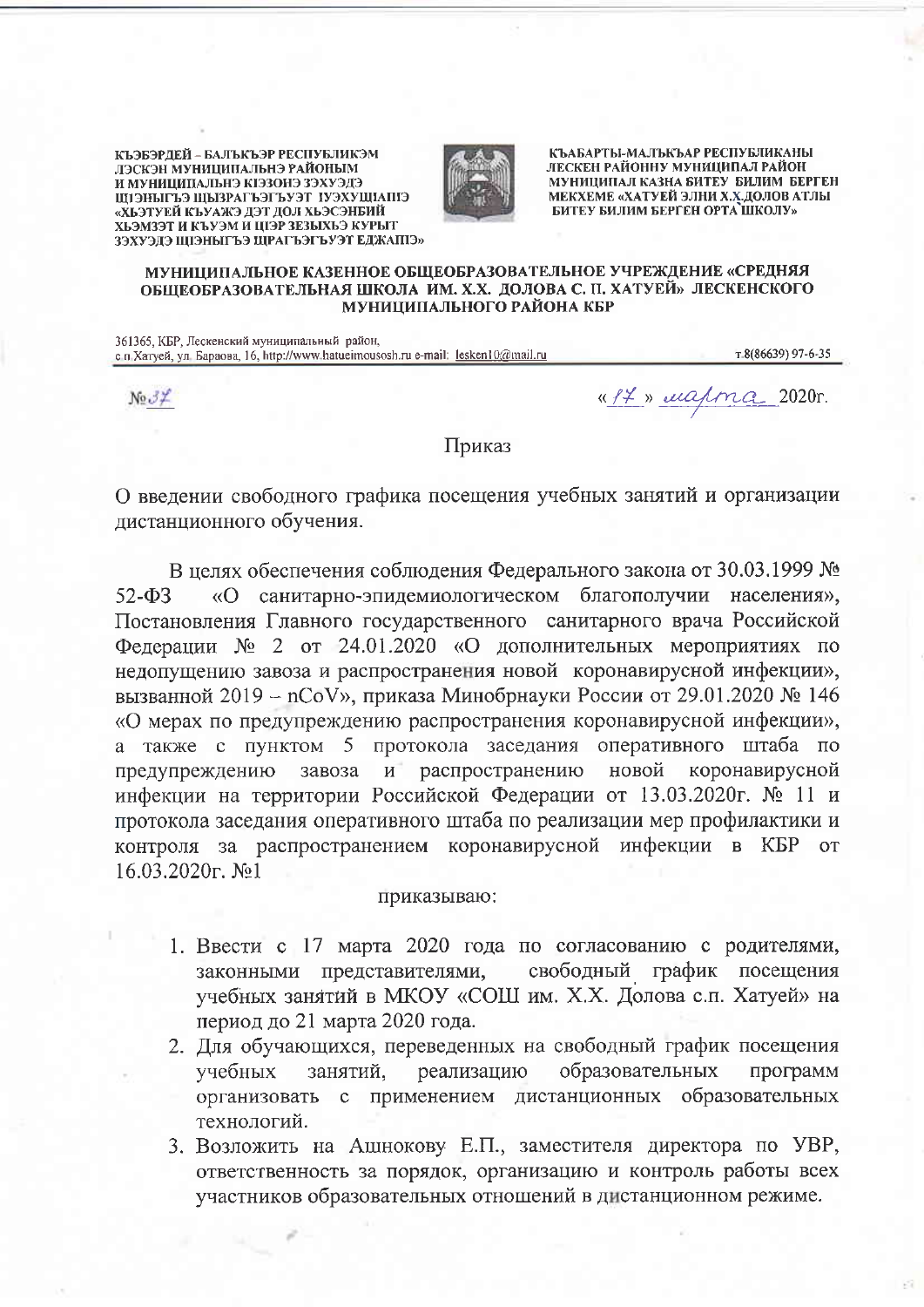КЪЭБЭРДЕЙ – БАЛЪКЪЭР РЕСПУБЛИКЭМ ЛЭСКЭН МУНИЦИПАЛЬНЭ РАЙОНЫМ И МУНИЦИПАЛЬНЭ КIЭЗОНЭ ЗЭХУЭДЭ ЩIЭНЫГЪЭ ЩЫЗРАГЪЭГЪУЭТ IУЭХУЩIАПIЭ «ХЬЭТУЕЙ КЪУАЖЭ ДЭТ ДОЛ ХЬЭСЭНБИЙ ХЬЭМЗЭТ И КЪУЭМ И ЦIЭР ЗЕЗЫХЬЭ КУРЫТ ЗЭХУЭДЭ ЩIЭНЫГЪЭ ЩРАГЪЭГЪУЭТ ЕДЖАПIЭ»

КЪАБАРТЫ-МАЛЪКЪАР РЕСПУБЛИКАНЫ ЛЕСКЕН РАЙОННУ МУНИЦИПАЛ РАЙОН МУНИЦИПАЛ КАЗНА БИТЕУ БИЛИМ БЕРГЕН МЕКХЕМЕ «ХАТУЕЙ ЭЛНИ Х.Х.ДОЛОВ АТЛЫ БИТЕУ БИЛИМ БЕРГЕН ОРТА ШКОЛУ»

**МУНИЦИПАЛЬНОЕ КАЗЕННОЕ ОБЩЕОБРАЗОВАТЕЛЬНОЕ УЧРЕЖДЕНИЕ «СРЕДНЯЯ ОБЩЕОБРАЗОВАТЕЛЬНАЯ ШКОЛА ИМ. Х.Х. ДОЛОВА С. П. ХАТУЕЙ» ЛЕСКЕНСКОГО МУНИЦИПАЛЬНОГО РАЙОНА КБР**

361365, КБР, Лескенский муниципальный район, с.п.Хатуей, ул. Бараова, 16, http://www.hatueimousosh.ru e-mail: lesken10@mail.ru т.8(86639) 97-6-35

№37 «17» марта 2020г.

# Приказ

О введении свободного графика посещения учебных занятий и организации дистанционного обучения.

В целях обеспечения соблюдения Федерального закона от 30.03.1999 № 52-ФЗ «О санитарно-эпидемиологическом благополучии населения», Постановления Главного государственного санитарного врача Российской Федерации № 2 от 24.01.2020 «О дополнительных мероприятиях по недопущению завоза и распространения новой коронавирусной инфекции», вызванной 2019 – nCoV», приказа Минобрнауки России от 29.01.2020 № 146 «О мерах по предупреждению распространения коронавирусной инфекции», а также с пунктом 5 протокола заседания оперативного штаба по предупреждению завоза и распространению новой коронавирусной инфекции на территории Российской Федерации от 13.03.2020г. № 11 и протокола заседания оперативного штаба по реализации мер профилактики и контроля за распространением коронавирусной инфекции в КБР от 16.03.2020г. №1

приказываю:

1. Ввести с 17 марта 2020 года по согласованию с родителями, законными представителями, свободный график посещения учебных занятий в МКОУ «СОШ им. Х.Х. Долова с.п. Хатуей» на период до 21 марта 2020 года.
2. Для обучающихся, переведенных на свободный график посещения учебных занятий, реализацию образовательных программ организовать с применением дистанционных образовательных технологий.
3. Возложить на Ашнокову Е.П., заместителя директора по УВР, ответственность за порядок, организацию и контроль работы всех участников образовательных отношений в дистанционном режиме.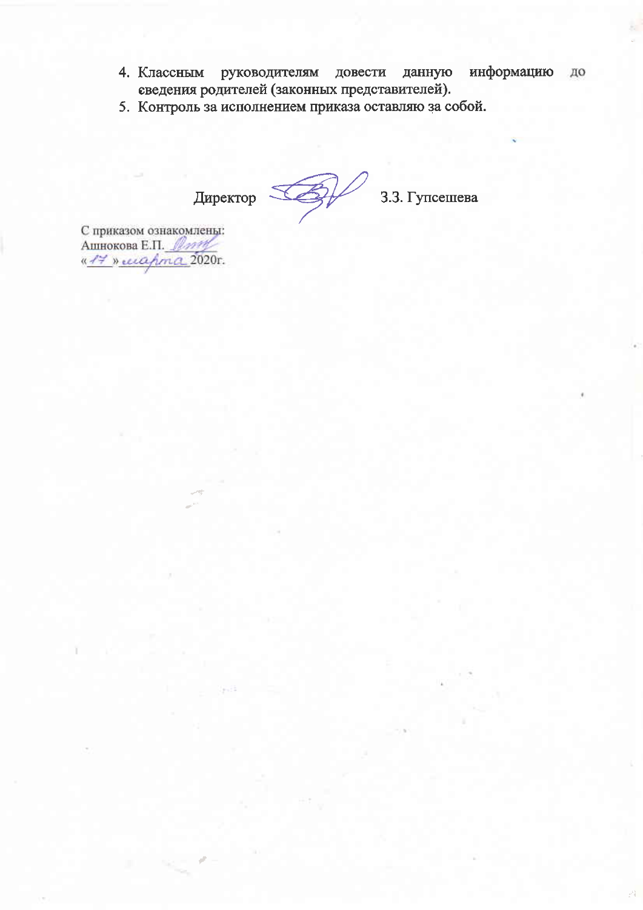4. Классным руководителям довести данную информацию до сведения родителей (законных представителей).
5. Контроль за исполнением приказа оставляю за собой.

Директор З.З. Гупсешева

С приказом ознакомлены:
Ашнокова Е.П. ________
«17» марта 2020г.